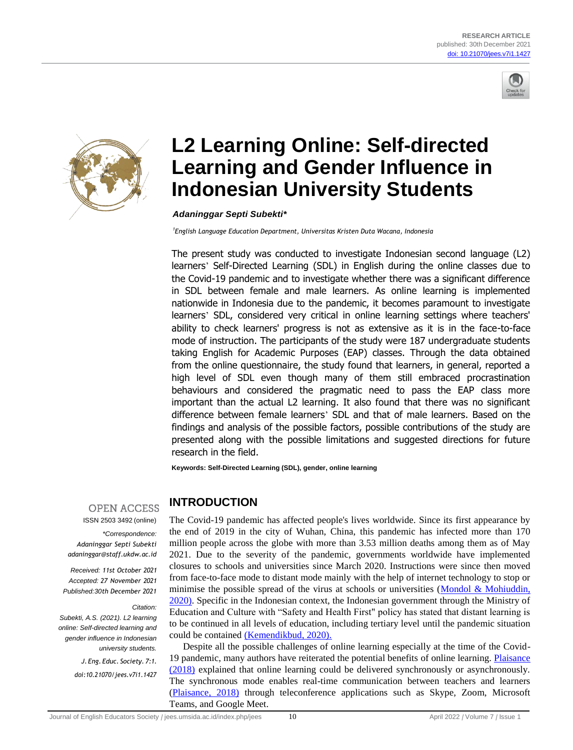RESEARCH ARTICLE
published: 30th December 2021
doi: 10.21070/jees.v7i1.1427

# L2 Learning Online: Self-directed Learning and Gender Influence in Indonesian University Students

***Adaninggar Septi Subekti****

*[1]English Language Education Department, Universitas Kristen Duta Wacana, Indonesia*

The present study was conducted to investigate Indonesian second language (L2) learners' Self-Directed Learning (SDL) in English during the online classes due to the Covid-19 pandemic and to investigate whether there was a significant difference in SDL between female and male learners. As online learning is implemented nationwide in Indonesia due to the pandemic, it becomes paramount to investigate learners' SDL, considered very critical in online learning settings where teachers' ability to check learners' progress is not as extensive as it is in the face-to-face mode of instruction. The participants of the study were 187 undergraduate students taking English for Academic Purposes (EAP) classes. Through the data obtained from the online questionnaire, the study found that learners, in general, reported a high level of SDL even though many of them still embraced procrastination behaviours and considered the pragmatic need to pass the EAP class more important than the actual L2 learning. It also found that there was no significant difference between female learners' SDL and that of male learners. Based on the findings and analysis of the possible factors, possible contributions of the study are presented along with the possible limitations and suggested directions for future research in the field.

**Keywords: Self-Directed Learning (SDL), gender, online learning**

OPEN ACCESS
ISSN 2503 3492 (online)

*\*Correspondence:*
*Adaninggar Septi Subekti*
*adaninggar@staff.ukdw.ac.id*

*Received: 11st October 2021*
*Accepted: 27 November 2021*
*Published:30th December 2021*

*Citation:*
*Subekti, A.S. (2021). L2 learning online: Self-directed learning and gender influence in Indonesian university students.*
*J. Eng. Educ. Society. 7:1.*
*doi:10.21070/jees.v7i1.1427*

## INTRODUCTION

The Covid-19 pandemic has affected people's lives worldwide. Since its first appearance by the end of 2019 in the city of Wuhan, China, this pandemic has infected more than 170 million people across the globe with more than 3.53 million deaths among them as of May 2021. Due to the severity of the pandemic, governments worldwide have implemented closures to schools and universities since March 2020. Instructions were since then moved from face-to-face mode to distant mode mainly with the help of internet technology to stop or minimise the possible spread of the virus at schools or universities (Mondol & Mohiuddin, 2020). Specific in the Indonesian context, the Indonesian government through the Ministry of Education and Culture with "Safety and Health First" policy has stated that distant learning is to be continued in all levels of education, including tertiary level until the pandemic situation could be contained (Kemendikbud, 2020).

Despite all the possible challenges of online learning especially at the time of the Covid-19 pandemic, many authors have reiterated the potential benefits of online learning. Plaisance (2018) explained that online learning could be delivered synchronously or asynchronously. The synchronous mode enables real-time communication between teachers and learners (Plaisance, 2018) through teleconference applications such as Skype, Zoom, Microsoft Teams, and Google Meet.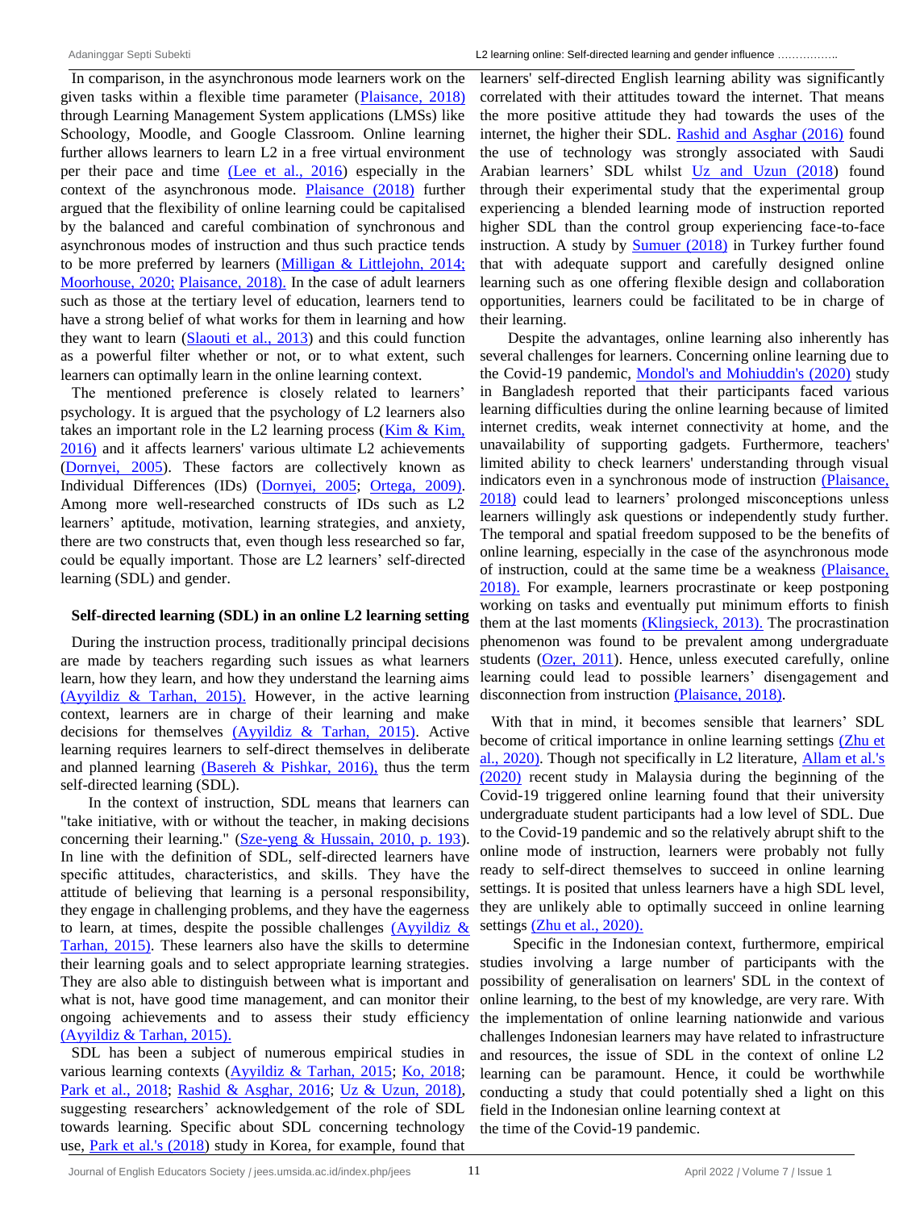In comparison, in the asynchronous mode learners work on the given tasks within a flexible time parameter (Plaisance, 2018) through Learning Management System applications (LMSs) like Schoology, Moodle, and Google Classroom. Online learning further allows learners to learn L2 in a free virtual environment per their pace and time (Lee et al., 2016) especially in the context of the asynchronous mode. Plaisance (2018) further argued that the flexibility of online learning could be capitalised by the balanced and careful combination of synchronous and asynchronous modes of instruction and thus such practice tends to be more preferred by learners (Milligan & Littlejohn, 2014; Moorhouse, 2020; Plaisance, 2018). In the case of adult learners such as those at the tertiary level of education, learners tend to have a strong belief of what works for them in learning and how they want to learn (Slaouti et al., 2013) and this could function as a powerful filter whether or not, or to what extent, such learners can optimally learn in the online learning context.

The mentioned preference is closely related to learners' psychology. It is argued that the psychology of L2 learners also takes an important role in the L2 learning process (Kim & Kim, 2016) and it affects learners' various ultimate L2 achievements (Dornyei, 2005). These factors are collectively known as Individual Differences (IDs) (Dornyei, 2005; Ortega, 2009). Among more well-researched constructs of IDs such as L2 learners' aptitude, motivation, learning strategies, and anxiety, there are two constructs that, even though less researched so far, could be equally important. Those are L2 learners' self-directed learning (SDL) and gender.

### Self-directed learning (SDL) in an online L2 learning setting

During the instruction process, traditionally principal decisions are made by teachers regarding such issues as what learners learn, how they learn, and how they understand the learning aims (Ayyildiz & Tarhan, 2015). However, in the active learning context, learners are in charge of their learning and make decisions for themselves (Ayyildiz & Tarhan, 2015). Active learning requires learners to self-direct themselves in deliberate and planned learning (Basereh & Pishkar, 2016), thus the term self-directed learning (SDL).

In the context of instruction, SDL means that learners can "take initiative, with or without the teacher, in making decisions concerning their learning." (Sze-yeng & Hussain, 2010, p. 193). In line with the definition of SDL, self-directed learners have specific attitudes, characteristics, and skills. They have the attitude of believing that learning is a personal responsibility, they engage in challenging problems, and they have the eagerness to learn, at times, despite the possible challenges (Ayyildiz & Tarhan, 2015). These learners also have the skills to determine their learning goals and to select appropriate learning strategies. They are also able to distinguish between what is important and what is not, have good time management, and can monitor their ongoing achievements and to assess their study efficiency (Ayyildiz & Tarhan, 2015).

SDL has been a subject of numerous empirical studies in various learning contexts (Ayyildiz & Tarhan, 2015; Ko, 2018; Park et al., 2018; Rashid & Asghar, 2016; Uz & Uzun, 2018), suggesting researchers' acknowledgement of the role of SDL towards learning. Specific about SDL concerning technology use, Park et al.'s (2018) study in Korea, for example, found that learners' self-directed English learning ability was significantly correlated with their attitudes toward the internet. That means the more positive attitude they had towards the uses of the internet, the higher their SDL. Rashid and Asghar (2016) found the use of technology was strongly associated with Saudi Arabian learners' SDL whilst Uz and Uzun (2018) found through their experimental study that the experimental group experiencing a blended learning mode of instruction reported higher SDL than the control group experiencing face-to-face instruction. A study by Sumuer (2018) in Turkey further found that with adequate support and carefully designed online learning such as one offering flexible design and collaboration opportunities, learners could be facilitated to be in charge of their learning.

Despite the advantages, online learning also inherently has several challenges for learners. Concerning online learning due to the Covid-19 pandemic, Mondol's and Mohiuddin's (2020) study in Bangladesh reported that their participants faced various learning difficulties during the online learning because of limited internet credits, weak internet connectivity at home, and the unavailability of supporting gadgets. Furthermore, teachers' limited ability to check learners' understanding through visual indicators even in a synchronous mode of instruction (Plaisance, 2018) could lead to learners' prolonged misconceptions unless learners willingly ask questions or independently study further. The temporal and spatial freedom supposed to be the benefits of online learning, especially in the case of the asynchronous mode of instruction, could at the same time be a weakness (Plaisance, 2018). For example, learners procrastinate or keep postponing working on tasks and eventually put minimum efforts to finish them at the last moments (Klingsieck, 2013). The procrastination phenomenon was found to be prevalent among undergraduate students (Ozer, 2011). Hence, unless executed carefully, online learning could lead to possible learners' disengagement and disconnection from instruction (Plaisance, 2018).

With that in mind, it becomes sensible that learners' SDL become of critical importance in online learning settings (Zhu et al., 2020). Though not specifically in L2 literature, Allam et al.'s (2020) recent study in Malaysia during the beginning of the Covid-19 triggered online learning found that their university undergraduate student participants had a low level of SDL. Due to the Covid-19 pandemic and so the relatively abrupt shift to the online mode of instruction, learners were probably not fully ready to self-direct themselves to succeed in online learning settings. It is posited that unless learners have a high SDL level, they are unlikely able to optimally succeed in online learning settings (Zhu et al., 2020).

Specific in the Indonesian context, furthermore, empirical studies involving a large number of participants with the possibility of generalisation on learners' SDL in the context of online learning, to the best of my knowledge, are very rare. With the implementation of online learning nationwide and various challenges Indonesian learners may have related to infrastructure and resources, the issue of SDL in the context of online L2 learning can be paramount. Hence, it could be worthwhile conducting a study that could potentially shed a light on this field in the Indonesian online learning context at the time of the Covid-19 pandemic.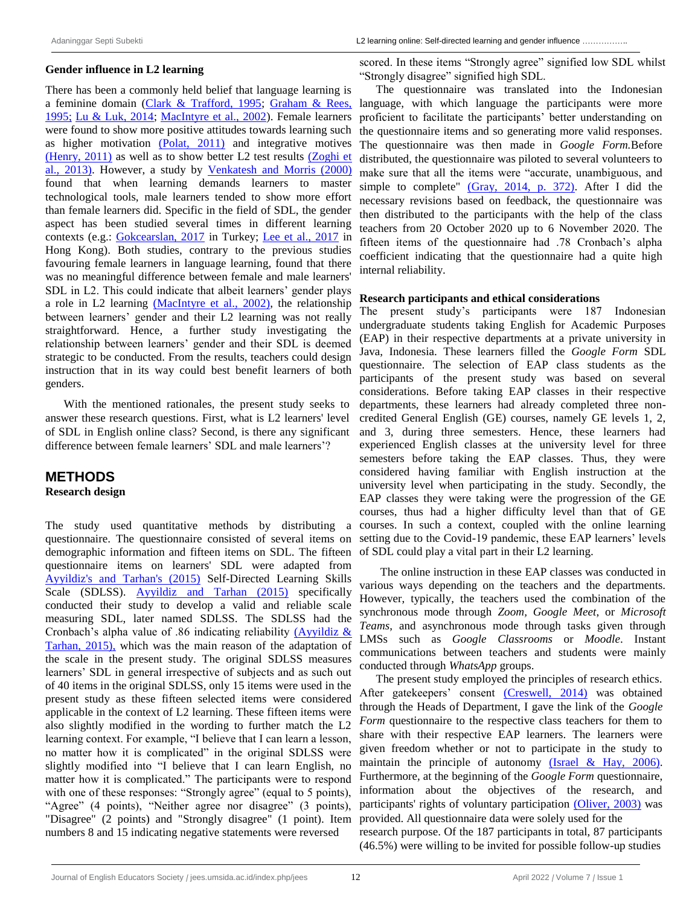### Gender influence in L2 learning

There has been a commonly held belief that language learning is a feminine domain (Clark & Trafford, 1995; Graham & Rees, 1995; Lu & Luk, 2014; MacIntyre et al., 2002). Female learners were found to show more positive attitudes towards learning such as higher motivation (Polat, 2011) and integrative motives (Henry, 2011) as well as to show better L2 test results (Zoghi et al., 2013). However, a study by Venkatesh and Morris (2000) found that when learning demands learners to master technological tools, male learners tended to show more effort than female learners did. Specific in the field of SDL, the gender aspect has been studied several times in different learning contexts (e.g.: Gokcearslan, 2017 in Turkey; Lee et al., 2017 in Hong Kong). Both studies, contrary to the previous studies favouring female learners in language learning, found that there was no meaningful difference between female and male learners' SDL in L2. This could indicate that albeit learners' gender plays a role in L2 learning (MacIntyre et al., 2002), the relationship between learners' gender and their L2 learning was not really straightforward. Hence, a further study investigating the relationship between learners' gender and their SDL is deemed strategic to be conducted. From the results, teachers could design instruction that in its way could best benefit learners of both genders.

With the mentioned rationales, the present study seeks to answer these research questions. First, what is L2 learners' level of SDL in English online class? Second, is there any significant difference between female learners' SDL and male learners'?

## METHODS

### Research design

The study used quantitative methods by distributing a questionnaire. The questionnaire consisted of several items on demographic information and fifteen items on SDL. The fifteen questionnaire items on learners' SDL were adapted from Ayyildiz's and Tarhan's (2015) Self-Directed Learning Skills Scale (SDLSS). Ayyildiz and Tarhan (2015) specifically conducted their study to develop a valid and reliable scale measuring SDL, later named SDLSS. The SDLSS had the Cronbach's alpha value of .86 indicating reliability (Ayyildiz & Tarhan, 2015), which was the main reason of the adaptation of the scale in the present study. The original SDLSS measures learners' SDL in general irrespective of subjects and as such out of 40 items in the original SDLSS, only 15 items were used in the present study as these fifteen selected items were considered applicable in the context of L2 learning. These fifteen items were also slightly modified in the wording to further match the L2 learning context. For example, "I believe that I can learn a lesson, no matter how it is complicated" in the original SDLSS were slightly modified into "I believe that I can learn English, no matter how it is complicated." The participants were to respond with one of these responses: "Strongly agree" (equal to 5 points), "Agree" (4 points), "Neither agree nor disagree" (3 points), "Disagree" (2 points) and "Strongly disagree" (1 point). Item numbers 8 and 15 indicating negative statements were reversed scored. In these items "Strongly agree" signified low SDL whilst "Strongly disagree" signified high SDL.

The questionnaire was translated into the Indonesian language, with which language the participants were more proficient to facilitate the participants' better understanding on the questionnaire items and so generating more valid responses. The questionnaire was then made in *Google Form.* Before distributed, the questionnaire was piloted to several volunteers to make sure that all the items were "accurate, unambiguous, and simple to complete" (Gray, 2014, p. 372). After I did the necessary revisions based on feedback, the questionnaire was then distributed to the participants with the help of the class teachers from 20 October 2020 up to 6 November 2020. The fifteen items of the questionnaire had .78 Cronbach's alpha coefficient indicating that the questionnaire had a quite high internal reliability.

### Research participants and ethical considerations

The present study's participants were 187 Indonesian undergraduate students taking English for Academic Purposes (EAP) in their respective departments at a private university in Java, Indonesia. These learners filled the *Google Form* SDL questionnaire. The selection of EAP class students as the participants of the present study was based on several considerations. Before taking EAP classes in their respective departments, these learners had already completed three non-credited General English (GE) courses, namely GE levels 1, 2, and 3, during three semesters. Hence, these learners had experienced English classes at the university level for three semesters before taking the EAP classes. Thus, they were considered having familiar with English instruction at the university level when participating in the study. Secondly, the EAP classes they were taking were the progression of the GE courses, thus had a higher difficulty level than that of GE courses. In such a context, coupled with the online learning setting due to the Covid-19 pandemic, these EAP learners' levels of SDL could play a vital part in their L2 learning.

The online instruction in these EAP classes was conducted in various ways depending on the teachers and the departments. However, typically, the teachers used the combination of the synchronous mode through *Zoom*, *Google Meet*, or *Microsoft Teams*, and asynchronous mode through tasks given through LMSs such as *Google Classrooms* or *Moodle*. Instant communications between teachers and students were mainly conducted through *WhatsApp* groups.

The present study employed the principles of research ethics. After gatekeepers' consent (Creswell, 2014) was obtained through the Heads of Department, I gave the link of the *Google Form* questionnaire to the respective class teachers for them to share with their respective EAP learners. The learners were given freedom whether or not to participate in the study to maintain the principle of autonomy (Israel & Hay, 2006). Furthermore, at the beginning of the *Google Form* questionnaire, information about the objectives of the research, and participants' rights of voluntary participation (Oliver, 2003) was provided. All questionnaire data were solely used for the research purpose. Of the 187 participants in total, 87 participants (46.5%) were willing to be invited for possible follow-up studies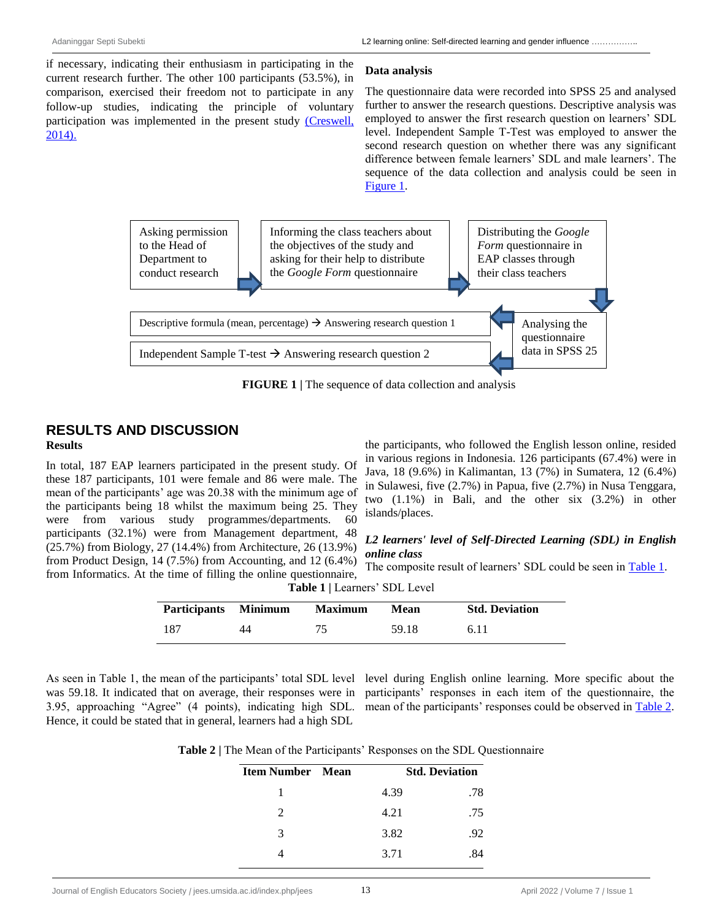if necessary, indicating their enthusiasm in participating in the current research further. The other 100 participants (53.5%), in comparison, exercised their freedom not to participate in any follow-up studies, indicating the principle of voluntary participation was implemented in the present study (Creswell, 2014).

**Data analysis**

The questionnaire data were recorded into SPSS 25 and analysed further to answer the research questions. Descriptive analysis was employed to answer the first research question on learners' SDL level. Independent Sample T-Test was employed to answer the second research question on whether there was any significant difference between female learners' SDL and male learners'. The sequence of the data collection and analysis could be seen in Figure 1.

Asking permission to the Head of Department to conduct research → Informing the class teachers about the objectives of the study and asking for their help to distribute the *Google Form* questionnaire → Distributing the *Google Form* questionnaire in EAP classes through their class teachers → Analysing the questionnaire data in SPSS 25 → Descriptive formula (mean, percentage) → Answering research question 1; Independent Sample T-test → Answering research question 2

**FIGURE 1 |** The sequence of data collection and analysis

## RESULTS AND DISCUSSION

### Results

In total, 187 EAP learners participated in the present study. Of these 187 participants, 101 were female and 86 were male. The mean of the participants' age was 20.38 with the minimum age of the participants being 18 whilst the maximum being 25. They were from various study programmes/departments. 60 participants (32.1%) were from Management department, 48 (25.7%) from Biology, 27 (14.4%) from Architecture, 26 (13.9%) from Product Design, 14 (7.5%) from Accounting, and 12 (6.4%) from Informatics. At the time of filling the online questionnaire, the participants, who followed the English lesson online, resided in various regions in Indonesia. 126 participants (67.4%) were in Java, 18 (9.6%) in Kalimantan, 13 (7%) in Sumatera, 12 (6.4%) in Sulawesi, five (2.7%) in Papua, five (2.7%) in Nusa Tenggara, two (1.1%) in Bali, and the other six (3.2%) in other islands/places.

#### *L2 learners' level of Self-Directed Learning (SDL) in English online class*

The composite result of learners' SDL could be seen in Table 1.

**Table 1 |** Learners' SDL Level

| Participants | Minimum | Maximum | Mean | Std. Deviation |
|---|---|---|---|---|
| 187 | 44 | 75 | 59.18 | 6.11 |

As seen in Table 1, the mean of the participants' total SDL level was 59.18. It indicated that on average, their responses were in 3.95, approaching "Agree" (4 points), indicating high SDL. Hence, it could be stated that in general, learners had a high SDL level during English online learning. More specific about the participants' responses in each item of the questionnaire, the mean of the participants' responses could be observed in Table 2.

**Table 2 |** The Mean of the Participants' Responses on the SDL Questionnaire

| Item Number | Mean | Std. Deviation |
|---|---|---|
| 1 | 4.39 | .78 |
| 2 | 4.21 | .75 |
| 3 | 3.82 | .92 |
| 4 | 3.71 | .84 |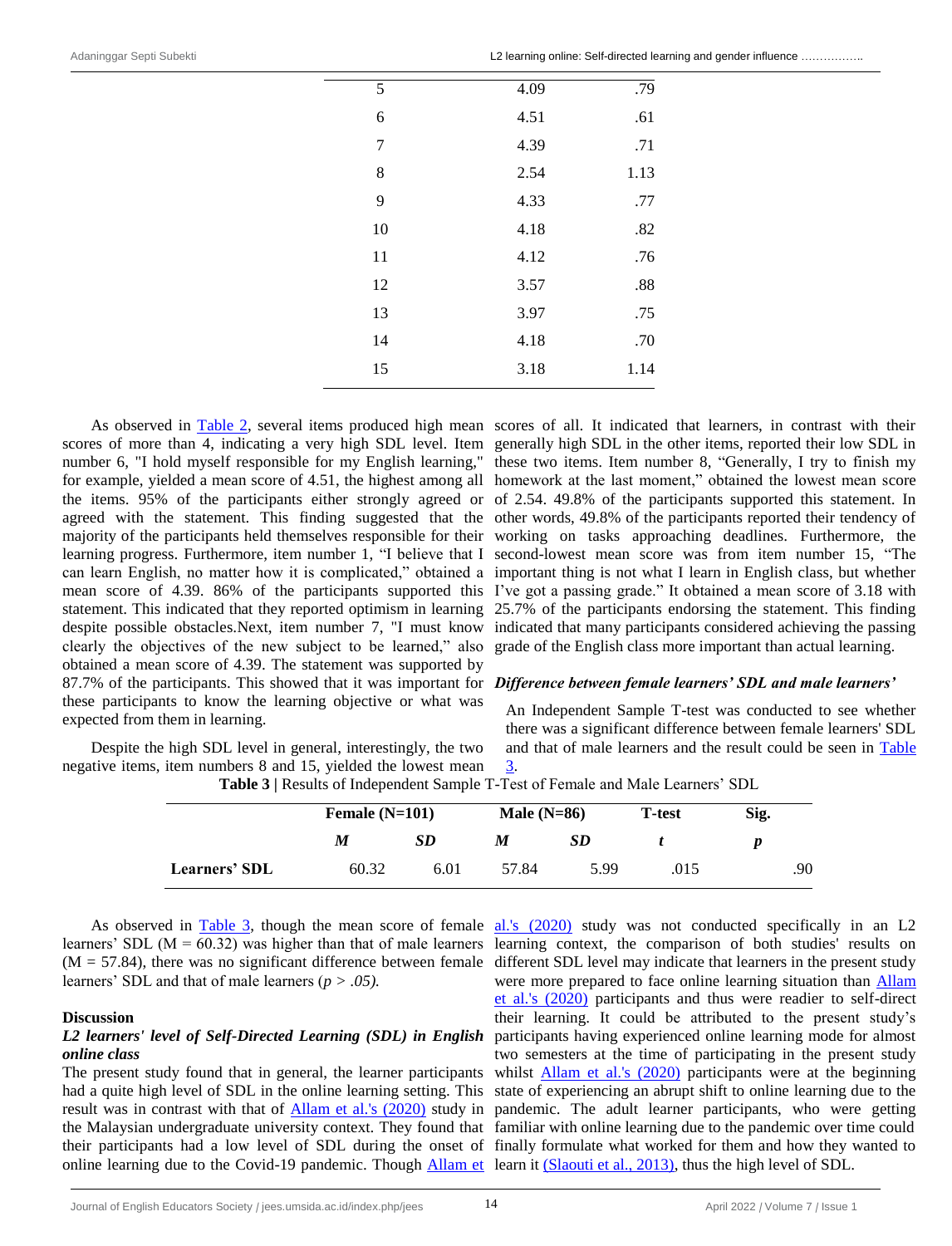| | | |
|---|---|---|
| 5 | 4.09 | .79 |
| 6 | 4.51 | .61 |
| 7 | 4.39 | .71 |
| 8 | 2.54 | 1.13 |
| 9 | 4.33 | .77 |
| 10 | 4.18 | .82 |
| 11 | 4.12 | .76 |
| 12 | 3.57 | .88 |
| 13 | 3.97 | .75 |
| 14 | 4.18 | .70 |
| 15 | 3.18 | 1.14 |

As observed in Table 2, several items produced high mean scores of more than 4, indicating a very high SDL level. Item number 6, "I hold myself responsible for my English learning," for example, yielded a mean score of 4.51, the highest among all the items. 95% of the participants either strongly agreed or agreed with the statement. This finding suggested that the majority of the participants held themselves responsible for their learning progress. Furthermore, item number 1, "I believe that I can learn English, no matter how it is complicated," obtained a mean score of 4.39. 86% of the participants supported this statement. This indicated that they reported optimism in learning despite possible obstacles.Next, item number 7, "I must know clearly the objectives of the new subject to be learned," also obtained a mean score of 4.39. The statement was supported by 87.7% of the participants. This showed that it was important for these participants to know the learning objective or what was expected from them in learning.

Despite the high SDL level in general, interestingly, the two negative items, item numbers 8 and 15, yielded the lowest mean scores of all. It indicated that learners, in contrast with their generally high SDL in the other items, reported their low SDL in these two items. Item number 8, "Generally, I try to finish my homework at the last moment," obtained the lowest mean score of 2.54. 49.8% of the participants supported this statement. In other words, 49.8% of the participants reported their tendency of working on tasks approaching deadlines. Furthermore, the second-lowest mean score was from item number 15, "The important thing is not what I learn in English class, but whether I've got a passing grade." It obtained a mean score of 3.18 with 25.7% of the participants endorsing the statement. This finding indicated that many participants considered achieving the passing grade of the English class more important than actual learning.

***Difference between female learners' SDL and male learners'***

An Independent Sample T-test was conducted to see whether there was a significant difference between female learners' SDL and that of male learners and the result could be seen in Table 3.

**Table 3 |** Results of Independent Sample T-Test of Female and Male Learners' SDL

| | Female (N=101) | | Male (N=86) | | T-test | Sig. |
|---|---|---|---|---|---|---|
| | ***M*** | ***SD*** | ***M*** | ***SD*** | ***t*** | ***p*** |
| **Learners' SDL** | 60.32 | 6.01 | 57.84 | 5.99 | .015 | .90 |

As observed in Table 3, though the mean score of female learners' SDL ($M = 60.32$) was higher than that of male learners ($M = 57.84$), there was no significant difference between female learners' SDL and that of male learners (*$p > .05$*).

**Discussion**

***L2 learners' level of Self-Directed Learning (SDL) in English online class***

The present study found that in general, the learner participants had a quite high level of SDL in the online learning setting. This result was in contrast with that of Allam et al.'s (2020) study in the Malaysian undergraduate university context. They found that their participants had a low level of SDL during the onset of online learning due to the Covid-19 pandemic. Though Allam et al.'s (2020) study was not conducted specifically in an L2 learning context, the comparison of both studies' results on different SDL level may indicate that learners in the present study were more prepared to face online learning situation than Allam et al.'s (2020) participants and thus were readier to self-direct their learning. It could be attributed to the present study's participants having experienced online learning mode for almost two semesters at the time of participating in the present study whilst Allam et al.'s (2020) participants were at the beginning state of experiencing an abrupt shift to online learning due to the pandemic. The adult learner participants, who were getting familiar with online learning due to the pandemic over time could finally formulate what worked for them and how they wanted to learn it (Slaouti et al., 2013), thus the high level of SDL.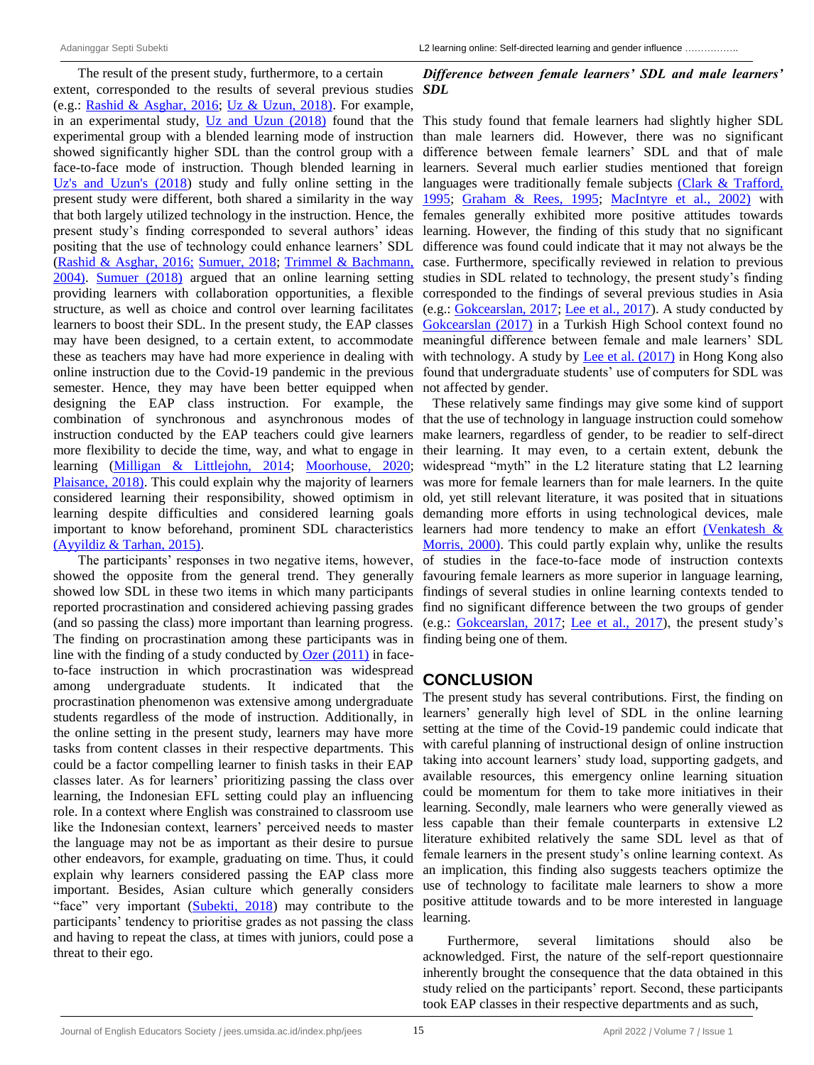The result of the present study, furthermore, to a certain extent, corresponded to the results of several previous studies (e.g.: Rashid & Asghar, 2016; Uz & Uzun, 2018). For example, in an experimental study, Uz and Uzun (2018) found that the experimental group with a blended learning mode of instruction showed significantly higher SDL than the control group with a face-to-face mode of instruction. Though blended learning in Uz's and Uzun's (2018) study and fully online setting in the present study were different, both shared a similarity in the way that both largely utilized technology in the instruction. Hence, the present study's finding corresponded to several authors' ideas positing that the use of technology could enhance learners' SDL (Rashid & Asghar, 2016; Sumuer, 2018; Trimmel & Bachmann, 2004). Sumuer (2018) argued that an online learning setting providing learners with collaboration opportunities, a flexible structure, as well as choice and control over learning facilitates learners to boost their SDL. In the present study, the EAP classes may have been designed, to a certain extent, to accommodate these as teachers may have had more experience in dealing with online instruction due to the Covid-19 pandemic in the previous semester. Hence, they may have been better equipped when designing the EAP class instruction. For example, the combination of synchronous and asynchronous modes of instruction conducted by the EAP teachers could give learners more flexibility to decide the time, way, and what to engage in learning (Milligan & Littlejohn, 2014; Moorhouse, 2020; Plaisance, 2018). This could explain why the majority of learners considered learning their responsibility, showed optimism in learning despite difficulties and considered learning goals important to know beforehand, prominent SDL characteristics (Ayyildiz & Tarhan, 2015).

The participants' responses in two negative items, however, showed the opposite from the general trend. They generally showed low SDL in these two items in which many participants reported procrastination and considered achieving passing grades (and so passing the class) more important than learning progress. The finding on procrastination among these participants was in line with the finding of a study conducted by Ozer (2011) in face-to-face instruction in which procrastination was widespread among undergraduate students. It indicated that the procrastination phenomenon was extensive among undergraduate students regardless of the mode of instruction. Additionally, in the online setting in the present study, learners may have more tasks from content classes in their respective departments. This could be a factor compelling learner to finish tasks in their EAP classes later. As for learners' prioritizing passing the class over learning, the Indonesian EFL setting could play an influencing role. In a context where English was constrained to classroom use like the Indonesian context, learners' perceived needs to master the language may not be as important as their desire to pursue other endeavors, for example, graduating on time. Thus, it could explain why learners considered passing the EAP class more important. Besides, Asian culture which generally considers "face" very important (Subekti, 2018) may contribute to the participants' tendency to prioritise grades as not passing the class and having to repeat the class, at times with juniors, could pose a threat to their ego.

### *Difference between female learners' SDL and male learners' SDL*

This study found that female learners had slightly higher SDL than male learners did. However, there was no significant difference between female learners' SDL and that of male learners. Several much earlier studies mentioned that foreign languages were traditionally female subjects (Clark & Trafford, 1995; Graham & Rees, 1995; MacIntyre et al., 2002) with females generally exhibited more positive attitudes towards learning. However, the finding of this study that no significant difference was found could indicate that it may not always be the case. Furthermore, specifically reviewed in relation to previous studies in SDL related to technology, the present study's finding corresponded to the findings of several previous studies in Asia (e.g.: Gokcearslan, 2017; Lee et al., 2017). A study conducted by Gokcearslan (2017) in a Turkish High School context found no meaningful difference between female and male learners' SDL with technology. A study by Lee et al. (2017) in Hong Kong also found that undergraduate students' use of computers for SDL was not affected by gender.

These relatively same findings may give some kind of support that the use of technology in language instruction could somehow make learners, regardless of gender, to be readier to self-direct their learning. It may even, to a certain extent, debunk the widespread "myth" in the L2 literature stating that L2 learning was more for female learners than for male learners. In the quite old, yet still relevant literature, it was posited that in situations demanding more efforts in using technological devices, male learners had more tendency to make an effort (Venkatesh & Morris, 2000). This could partly explain why, unlike the results of studies in the face-to-face mode of instruction contexts favouring female learners as more superior in language learning, findings of several studies in online learning contexts tended to find no significant difference between the two groups of gender (e.g.: Gokcearslan, 2017; Lee et al., 2017), the present study's finding being one of them.

## CONCLUSION

The present study has several contributions. First, the finding on learners' generally high level of SDL in the online learning setting at the time of the Covid-19 pandemic could indicate that with careful planning of instructional design of online instruction taking into account learners' study load, supporting gadgets, and available resources, this emergency online learning situation could be momentum for them to take more initiatives in their learning. Secondly, male learners who were generally viewed as less capable than their female counterparts in extensive L2 literature exhibited relatively the same SDL level as that of female learners in the present study's online learning context. As an implication, this finding also suggests teachers optimize the use of technology to facilitate male learners to show a more positive attitude towards and to be more interested in language learning.

Furthermore, several limitations should also be acknowledged. First, the nature of the self-report questionnaire inherently brought the consequence that the data obtained in this study relied on the participants' report. Second, these participants took EAP classes in their respective departments and as such,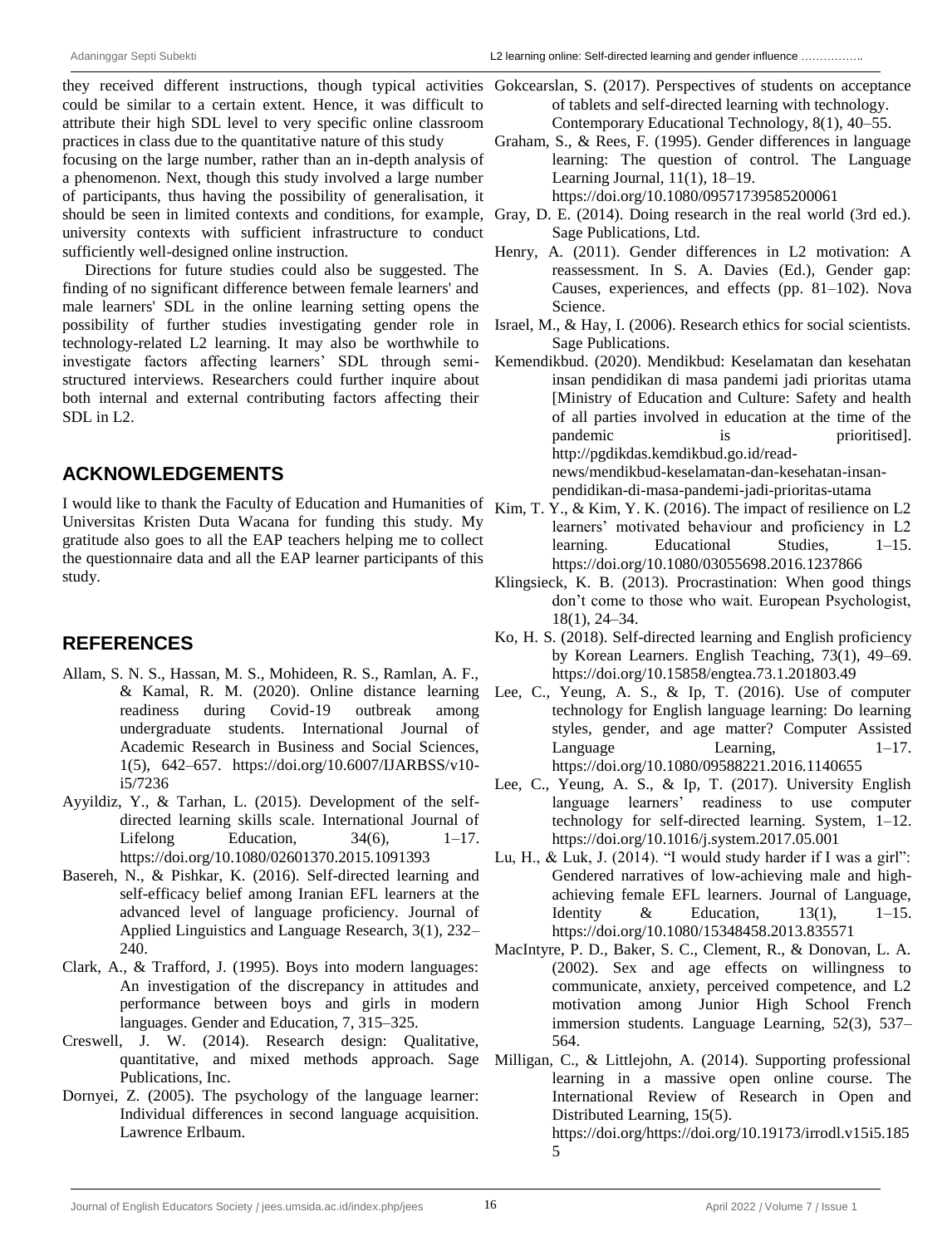they received different instructions, though typical activities could be similar to a certain extent. Hence, it was difficult to attribute their high SDL level to very specific online classroom practices in class due to the quantitative nature of this study focusing on the large number, rather than an in-depth analysis of a phenomenon. Next, though this study involved a large number of participants, thus having the possibility of generalisation, it should be seen in limited contexts and conditions, for example, university contexts with sufficient infrastructure to conduct sufficiently well-designed online instruction.

Directions for future studies could also be suggested. The finding of no significant difference between female learners' and male learners' SDL in the online learning setting opens the possibility of further studies investigating gender role in technology-related L2 learning. It may also be worthwhile to investigate factors affecting learners' SDL through semi-structured interviews. Researchers could further inquire about both internal and external contributing factors affecting their SDL in L2.

## ACKNOWLEDGEMENTS

I would like to thank the Faculty of Education and Humanities of Universitas Kristen Duta Wacana for funding this study. My gratitude also goes to all the EAP teachers helping me to collect the questionnaire data and all the EAP learner participants of this study.

## REFERENCES

Allam, S. N. S., Hassan, M. S., Mohideen, R. S., Ramlan, A. F., & Kamal, R. M. (2020). Online distance learning readiness during Covid-19 outbreak among undergraduate students. International Journal of Academic Research in Business and Social Sciences, 1(5), 642–657. https://doi.org/10.6007/IJARBSS/v10-i5/7236

Ayyildiz, Y., & Tarhan, L. (2015). Development of the self-directed learning skills scale. International Journal of Lifelong Education, 34(6), 1–17. https://doi.org/10.1080/02601370.2015.1091393

Basereh, N., & Pishkar, K. (2016). Self-directed learning and self-efficacy belief among Iranian EFL learners at the advanced level of language proficiency. Journal of Applied Linguistics and Language Research, 3(1), 232–240.

Clark, A., & Trafford, J. (1995). Boys into modern languages: An investigation of the discrepancy in attitudes and performance between boys and girls in modern languages. Gender and Education, 7, 315–325.

Creswell, J. W. (2014). Research design: Qualitative, quantitative, and mixed methods approach. Sage Publications, Inc.

Dornyei, Z. (2005). The psychology of the language learner: Individual differences in second language acquisition. Lawrence Erlbaum.

Gokcearslan, S. (2017). Perspectives of students on acceptance of tablets and self-directed learning with technology. Contemporary Educational Technology, 8(1), 40–55.

Graham, S., & Rees, F. (1995). Gender differences in language learning: The question of control. The Language Learning Journal, 11(1), 18–19. https://doi.org/10.1080/09571739585200061

Gray, D. E. (2014). Doing research in the real world (3rd ed.). Sage Publications, Ltd.

Henry, A. (2011). Gender differences in L2 motivation: A reassessment. In S. A. Davies (Ed.), Gender gap: Causes, experiences, and effects (pp. 81–102). Nova Science.

Israel, M., & Hay, I. (2006). Research ethics for social scientists. Sage Publications.

Kemendikbud. (2020). Mendikbud: Keselamatan dan kesehatan insan pendidikan di masa pandemi jadi prioritas utama [Ministry of Education and Culture: Safety and health of all parties involved in education at the time of the pandemic is prioritised]. http://pgdikdas.kemdikbud.go.id/read-news/mendikbud-keselamatan-dan-kesehatan-insan-pendidikan-di-masa-pandemi-jadi-prioritas-utama

Kim, T. Y., & Kim, Y. K. (2016). The impact of resilience on L2 learners' motivated behaviour and proficiency in L2 learning. Educational Studies, 1–15. https://doi.org/10.1080/03055698.2016.1237866

Klingsieck, K. B. (2013). Procrastination: When good things don't come to those who wait. European Psychologist, 18(1), 24–34.

Ko, H. S. (2018). Self-directed learning and English proficiency by Korean Learners. English Teaching, 73(1), 49–69. https://doi.org/10.15858/engtea.73.1.201803.49

Lee, C., Yeung, A. S., & Ip, T. (2016). Use of computer technology for English language learning: Do learning styles, gender, and age matter? Computer Assisted Language Learning, 1–17. https://doi.org/10.1080/09588221.2016.1140655

Lee, C., Yeung, A. S., & Ip, T. (2017). University English language learners' readiness to use computer technology for self-directed learning. System, 1–12. https://doi.org/10.1016/j.system.2017.05.001

Lu, H., & Luk, J. (2014). "I would study harder if I was a girl": Gendered narratives of low-achieving male and high-achieving female EFL learners. Journal of Language, Identity & Education, 13(1), 1–15. https://doi.org/10.1080/15348458.2013.835571

MacIntyre, P. D., Baker, S. C., Clement, R., & Donovan, L. A. (2002). Sex and age effects on willingness to communicate, anxiety, perceived competence, and L2 motivation among Junior High School French immersion students. Language Learning, 52(3), 537–564.

Milligan, C., & Littlejohn, A. (2014). Supporting professional learning in a massive open online course. The International Review of Research in Open and Distributed Learning, 15(5). https://doi.org/https://doi.org/10.19173/irrodl.v15i5.1855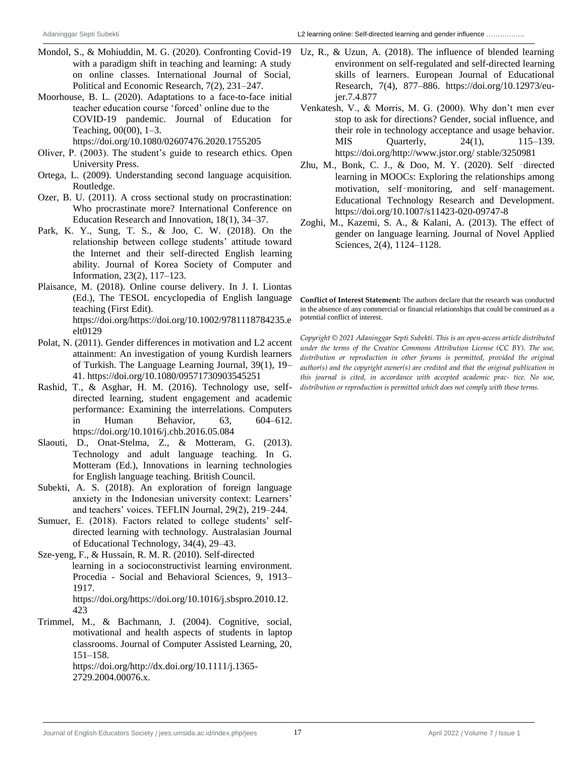Mondol, S., & Mohiuddin, M. G. (2020). Confronting Covid-19 with a paradigm shift in teaching and learning: A study on online classes. International Journal of Social, Political and Economic Research, 7(2), 231–247.

Moorhouse, B. L. (2020). Adaptations to a face-to-face initial teacher education course 'forced' online due to the COVID-19 pandemic. Journal of Education for Teaching, 00(00), 1–3. https://doi.org/10.1080/02607476.2020.1755205

Oliver, P. (2003). The student's guide to research ethics. Open University Press.

Ortega, L. (2009). Understanding second language acquisition. Routledge.

Ozer, B. U. (2011). A cross sectional study on procrastination: Who procrastinate more? International Conference on Education Research and Innovation, 18(1), 34–37.

Park, K. Y., Sung, T. S., & Joo, C. W. (2018). On the relationship between college students' attitude toward the Internet and their self-directed English learning ability. Journal of Korea Society of Computer and Information, 23(2), 117–123.

Plaisance, M. (2018). Online course delivery. In J. I. Liontas (Ed.), The TESOL encyclopedia of English language teaching (First Edit). https://doi.org/https://doi.org/10.1002/9781118784235.eelt0129

Polat, N. (2011). Gender differences in motivation and L2 accent attainment: An investigation of young Kurdish learners of Turkish. The Language Learning Journal, 39(1), 19–41. https://doi.org/10.1080/09571730903545251

Rashid, T., & Asghar, H. M. (2016). Technology use, self-directed learning, student engagement and academic performance: Examining the interrelations. Computers in Human Behavior, 63, 604–612. https://doi.org/10.1016/j.chb.2016.05.084

Slaouti, D., Onat-Stelma, Z., & Motteram, G. (2013). Technology and adult language teaching. In G. Motteram (Ed.), Innovations in learning technologies for English language teaching. British Council.

Subekti, A. S. (2018). An exploration of foreign language anxiety in the Indonesian university context: Learners' and teachers' voices. TEFLIN Journal, 29(2), 219–244.

Sumuer, E. (2018). Factors related to college students' self-directed learning with technology. Australasian Journal of Educational Technology, 34(4), 29–43.

Sze-yeng, F., & Hussain, R. M. R. (2010). Self-directed learning in a socioconstructivist learning environment. Procedia - Social and Behavioral Sciences, 9, 1913–1917. https://doi.org/https://doi.org/10.1016/j.sbspro.2010.12.423

Trimmel, M., & Bachmann, J. (2004). Cognitive, social, motivational and health aspects of students in laptop classrooms. Journal of Computer Assisted Learning, 20, 151–158. https://doi.org/http://dx.doi.org/10.1111/j.1365-2729.2004.00076.x.

Uz, R., & Uzun, A. (2018). The influence of blended learning environment on self-regulated and self-directed learning skills of learners. European Journal of Educational Research, 7(4), 877–886. https://doi.org/10.12973/eu-jer.7.4.877

Venkatesh, V., & Morris, M. G. (2000). Why don't men ever stop to ask for directions? Gender, social influence, and their role in technology acceptance and usage behavior. MIS Quarterly, 24(1), 115–139. https://doi.org/http://www.jstor.org/ stable/3250981

Zhu, M., Bonk, C. J., & Doo, M. Y. (2020). Self‐directed learning in MOOCs: Exploring the relationships among motivation, self‐monitoring, and self‐management. Educational Technology Research and Development. https://doi.org/10.1007/s11423-020-09747-8

Zoghi, M., Kazemi, S. A., & Kalani, A. (2013). The effect of gender on language learning. Journal of Novel Applied Sciences, 2(4), 1124–1128.

**Conflict of Interest Statement:** The authors declare that the research was conducted in the absence of any commercial or financial relationships that could be construed as a potential conflict of interest.

*Copyright © 2021 Adaninggar Septi Subekti. This is an open-access article distributed under the terms of the Creative Commons Attribution License (CC BY). The use, distribution or reproduction in other forums is permitted, provided the original author(s) and the copyright owner(s) are credited and that the original publication in this journal is cited, in accordance with accepted academic prac- tice. No use, distribution or reproduction is permitted which does not comply with these terms.*